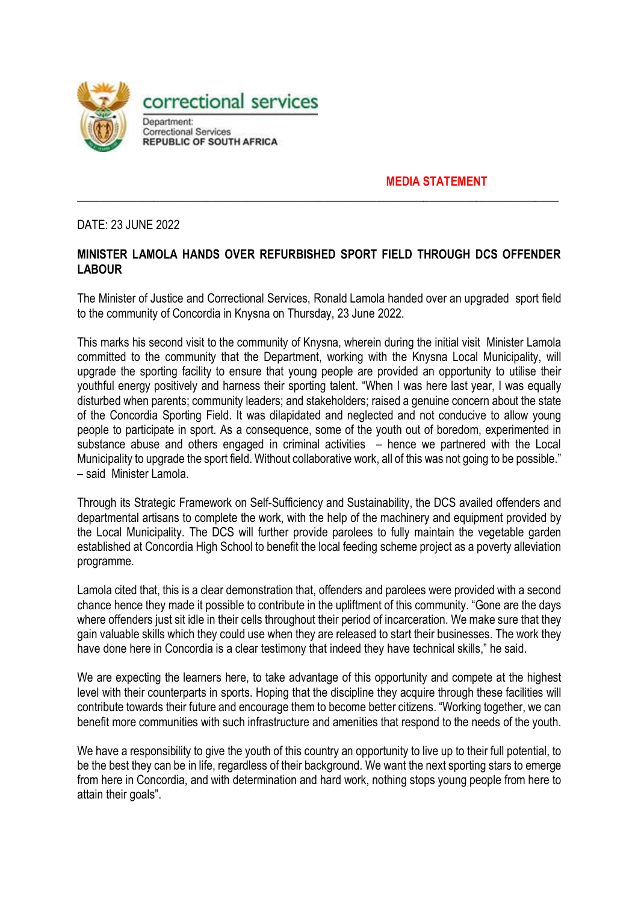correctional services

Department:
Correctional Services
**REPUBLIC OF SOUTH AFRICA**

**MEDIA STATEMENT**

---

DATE: 23 JUNE 2022

**MINISTER LAMOLA HANDS OVER REFURBISHED SPORT FIELD THROUGH DCS OFFENDER LABOUR**

The Minister of Justice and Correctional Services, Ronald Lamola handed over an upgraded sport field to the community of Concordia in Knysna on Thursday, 23 June 2022.

This marks his second visit to the community of Knysna, wherein during the initial visit Minister Lamola committed to the community that the Department, working with the Knysna Local Municipality, will upgrade the sporting facility to ensure that young people are provided an opportunity to utilise their youthful energy positively and harness their sporting talent. "When I was here last year, I was equally disturbed when parents; community leaders; and stakeholders; raised a genuine concern about the state of the Concordia Sporting Field. It was dilapidated and neglected and not conducive to allow young people to participate in sport. As a consequence, some of the youth out of boredom, experimented in substance abuse and others engaged in criminal activities – hence we partnered with the Local Municipality to upgrade the sport field. Without collaborative work, all of this was not going to be possible." – said Minister Lamola.

Through its Strategic Framework on Self-Sufficiency and Sustainability, the DCS availed offenders and departmental artisans to complete the work, with the help of the machinery and equipment provided by the Local Municipality. The DCS will further provide parolees to fully maintain the vegetable garden established at Concordia High School to benefit the local feeding scheme project as a poverty alleviation programme.

Lamola cited that, this is a clear demonstration that, offenders and parolees were provided with a second chance hence they made it possible to contribute in the upliftment of this community. "Gone are the days where offenders just sit idle in their cells throughout their period of incarceration. We make sure that they gain valuable skills which they could use when they are released to start their businesses. The work they have done here in Concordia is a clear testimony that indeed they have technical skills," he said.

We are expecting the learners here, to take advantage of this opportunity and compete at the highest level with their counterparts in sports. Hoping that the discipline they acquire through these facilities will contribute towards their future and encourage them to become better citizens. "Working together, we can benefit more communities with such infrastructure and amenities that respond to the needs of the youth.

We have a responsibility to give the youth of this country an opportunity to live up to their full potential, to be the best they can be in life, regardless of their background. We want the next sporting stars to emerge from here in Concordia, and with determination and hard work, nothing stops young people from here to attain their goals".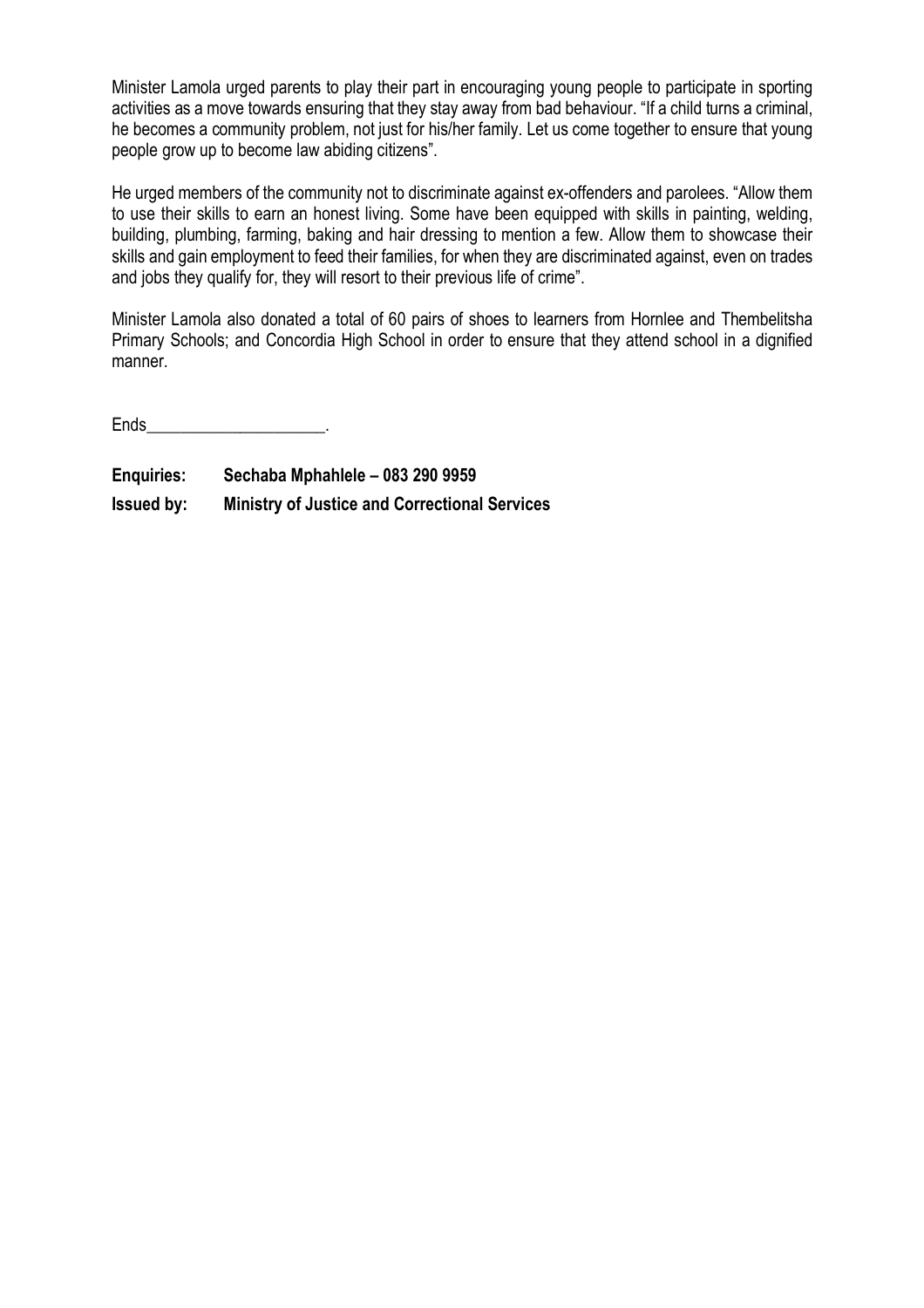Minister Lamola urged parents to play their part in encouraging young people to participate in sporting activities as a move towards ensuring that they stay away from bad behaviour. "If a child turns a criminal, he becomes a community problem, not just for his/her family. Let us come together to ensure that young people grow up to become law abiding citizens".

He urged members of the community not to discriminate against ex-offenders and parolees. "Allow them to use their skills to earn an honest living. Some have been equipped with skills in painting, welding, building, plumbing, farming, baking and hair dressing to mention a few. Allow them to showcase their skills and gain employment to feed their families, for when they are discriminated against, even on trades and jobs they qualify for, they will resort to their previous life of crime".

Minister Lamola also donated a total of 60 pairs of shoes to learners from Hornlee and Thembelitsha Primary Schools; and Concordia High School in order to ensure that they attend school in a dignified manner.

Ends_____________________.

**Enquiries:** **Sechaba Mphahlele – 083 290 9959**

**Issued by:** **Ministry of Justice and Correctional Services**